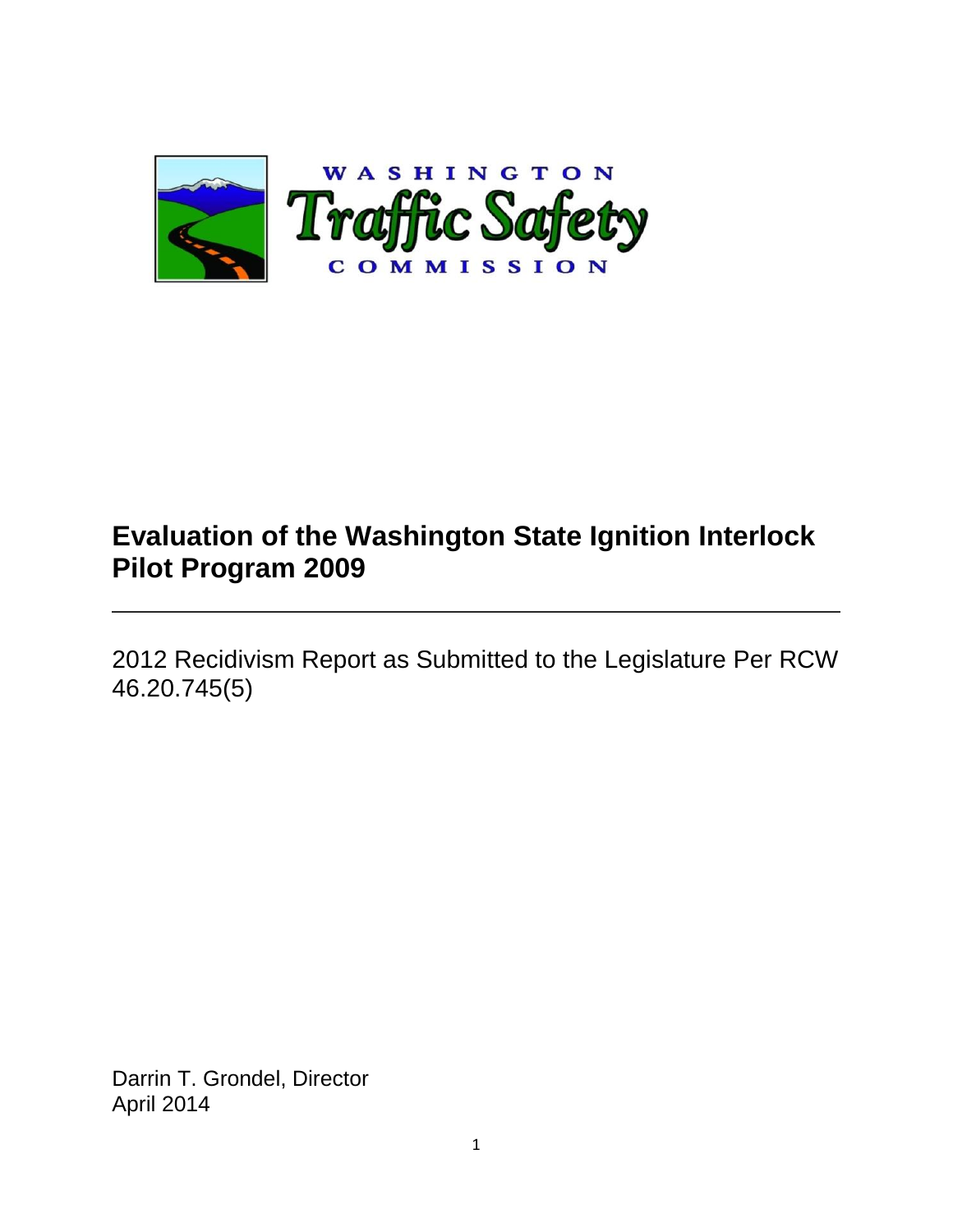WASHINGTON
Traffic Safety
COMMISSION

# Evaluation of the Washington State Ignition Interlock Pilot Program 2009

---

2012 Recidivism Report as Submitted to the Legislature Per RCW 46.20.745(5)

Darrin T. Grondel, Director
April 2014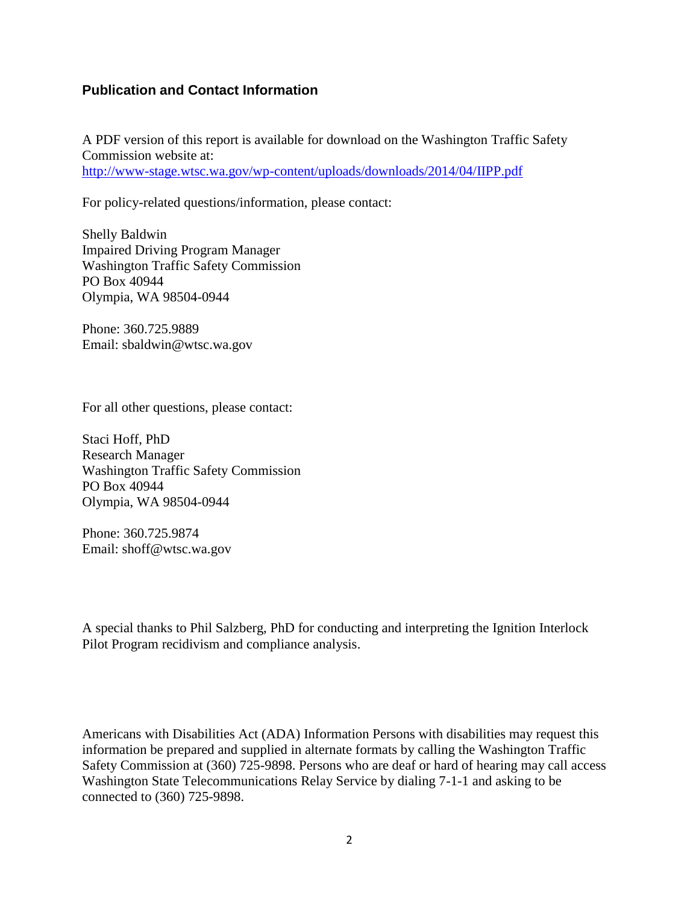## Publication and Contact Information

A PDF version of this report is available for download on the Washington Traffic Safety Commission website at:
[http://www-stage.wtsc.wa.gov/wp-content/uploads/downloads/2014/04/IIPP.pdf](http://www-stage.wtsc.wa.gov/wp-content/uploads/downloads/2014/04/IIPP.pdf)

For policy-related questions/information, please contact:

Shelly Baldwin
Impaired Driving Program Manager
Washington Traffic Safety Commission
PO Box 40944
Olympia, WA 98504-0944

Phone: 360.725.9889
Email: sbaldwin@wtsc.wa.gov

For all other questions, please contact:

Staci Hoff, PhD
Research Manager
Washington Traffic Safety Commission
PO Box 40944
Olympia, WA 98504-0944

Phone: 360.725.9874
Email: shoff@wtsc.wa.gov

A special thanks to Phil Salzberg, PhD for conducting and interpreting the Ignition Interlock Pilot Program recidivism and compliance analysis.

Americans with Disabilities Act (ADA) Information Persons with disabilities may request this information be prepared and supplied in alternate formats by calling the Washington Traffic Safety Commission at (360) 725-9898. Persons who are deaf or hard of hearing may call access Washington State Telecommunications Relay Service by dialing 7-1-1 and asking to be connected to (360) 725-9898.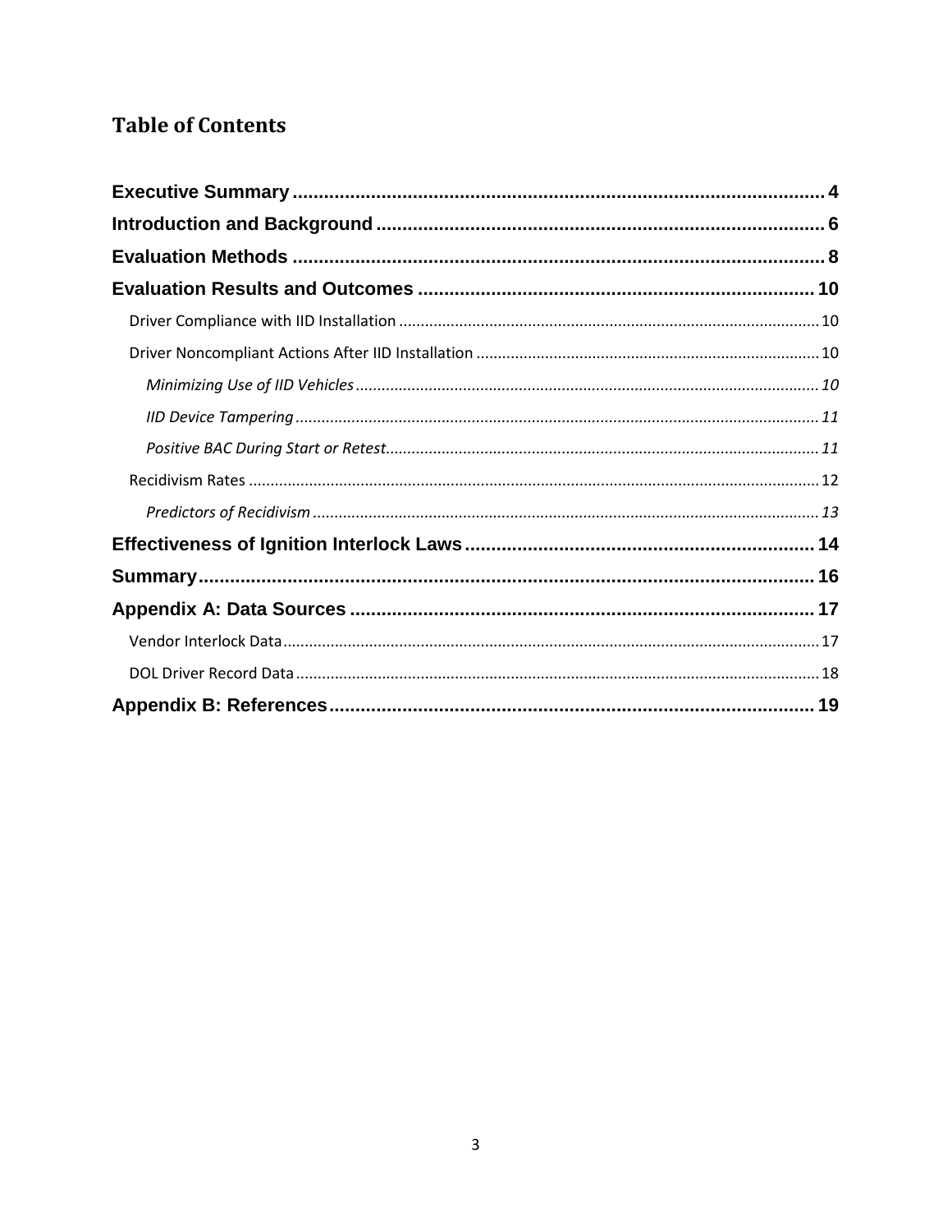# Table of Contents

**Executive Summary** .................................................................................................... 4

**Introduction and Background** ..................................................................................... 6

**Evaluation Methods** ..................................................................................................... 8

**Evaluation Results and Outcomes** ........................................................................... 10

Driver Compliance with IID Installation ................................................................................................ 10

Driver Noncompliant Actions After IID Installation ............................................................................... 10

*Minimizing Use of IID Vehicles* ........................................................................................................... 10

*IID Device Tampering* ......................................................................................................................... 11

*Positive BAC During Start or Retest*.................................................................................................... 11

Recidivism Rates ................................................................................................................................... 12

*Predictors of Recidivism* ..................................................................................................................... 13

**Effectiveness of Ignition Interlock Laws** .................................................................. 14

**Summary** .................................................................................................................... 16

**Appendix A: Data Sources** ........................................................................................ 17

Vendor Interlock Data........................................................................................................................... 17

DOL Driver Record Data ........................................................................................................................ 18

**Appendix B: References** ............................................................................................ 19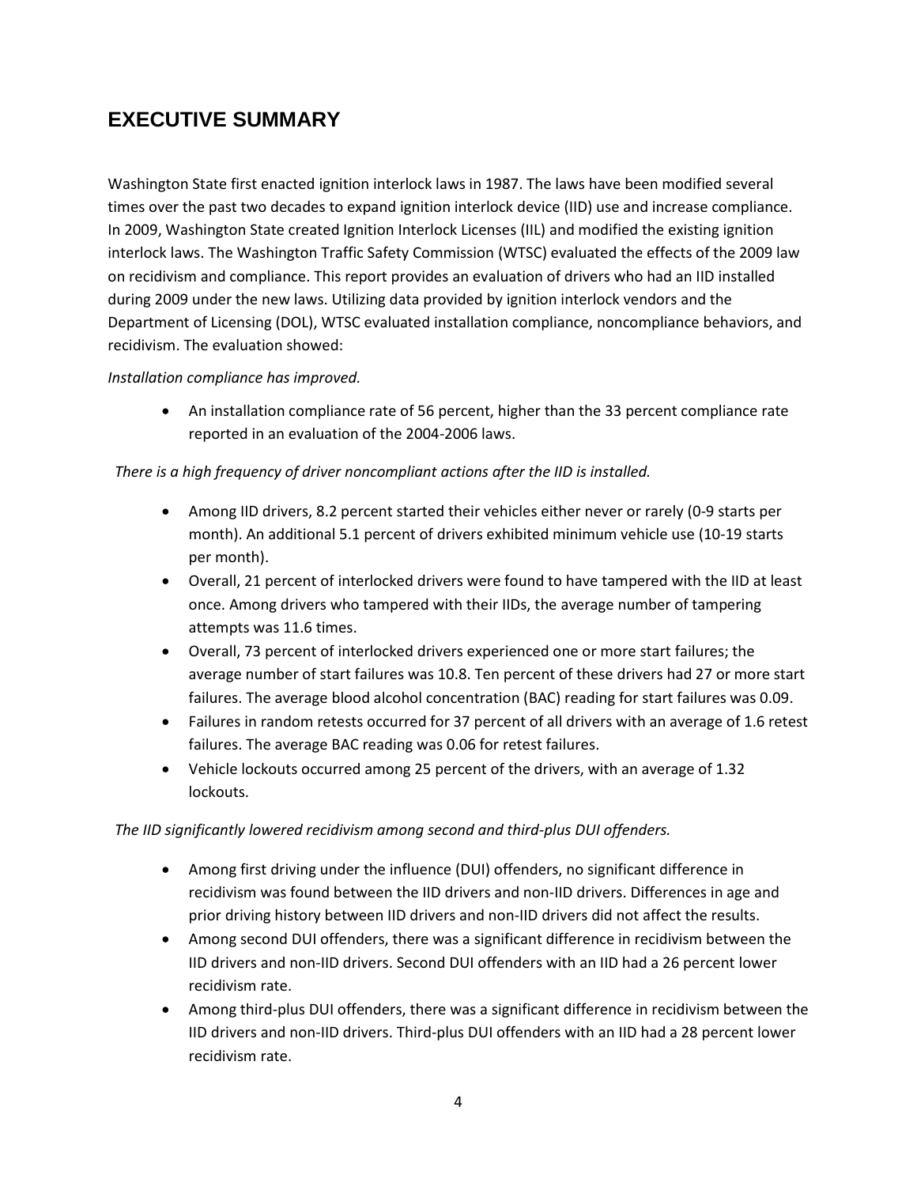# EXECUTIVE SUMMARY

Washington State first enacted ignition interlock laws in 1987. The laws have been modified several times over the past two decades to expand ignition interlock device (IID) use and increase compliance. In 2009, Washington State created Ignition Interlock Licenses (IIL) and modified the existing ignition interlock laws. The Washington Traffic Safety Commission (WTSC) evaluated the effects of the 2009 law on recidivism and compliance. This report provides an evaluation of drivers who had an IID installed during 2009 under the new laws. Utilizing data provided by ignition interlock vendors and the Department of Licensing (DOL), WTSC evaluated installation compliance, noncompliance behaviors, and recidivism. The evaluation showed:

*Installation compliance has improved.*

- An installation compliance rate of 56 percent, higher than the 33 percent compliance rate reported in an evaluation of the 2004-2006 laws.

*There is a high frequency of driver noncompliant actions after the IID is installed.*

- Among IID drivers, 8.2 percent started their vehicles either never or rarely (0-9 starts per month). An additional 5.1 percent of drivers exhibited minimum vehicle use (10-19 starts per month).
- Overall, 21 percent of interlocked drivers were found to have tampered with the IID at least once. Among drivers who tampered with their IIDs, the average number of tampering attempts was 11.6 times.
- Overall, 73 percent of interlocked drivers experienced one or more start failures; the average number of start failures was 10.8. Ten percent of these drivers had 27 or more start failures. The average blood alcohol concentration (BAC) reading for start failures was 0.09.
- Failures in random retests occurred for 37 percent of all drivers with an average of 1.6 retest failures. The average BAC reading was 0.06 for retest failures.
- Vehicle lockouts occurred among 25 percent of the drivers, with an average of 1.32 lockouts.

*The IID significantly lowered recidivism among second and third-plus DUI offenders.*

- Among first driving under the influence (DUI) offenders, no significant difference in recidivism was found between the IID drivers and non-IID drivers. Differences in age and prior driving history between IID drivers and non-IID drivers did not affect the results.
- Among second DUI offenders, there was a significant difference in recidivism between the IID drivers and non-IID drivers. Second DUI offenders with an IID had a 26 percent lower recidivism rate.
- Among third-plus DUI offenders, there was a significant difference in recidivism between the IID drivers and non-IID drivers. Third-plus DUI offenders with an IID had a 28 percent lower recidivism rate.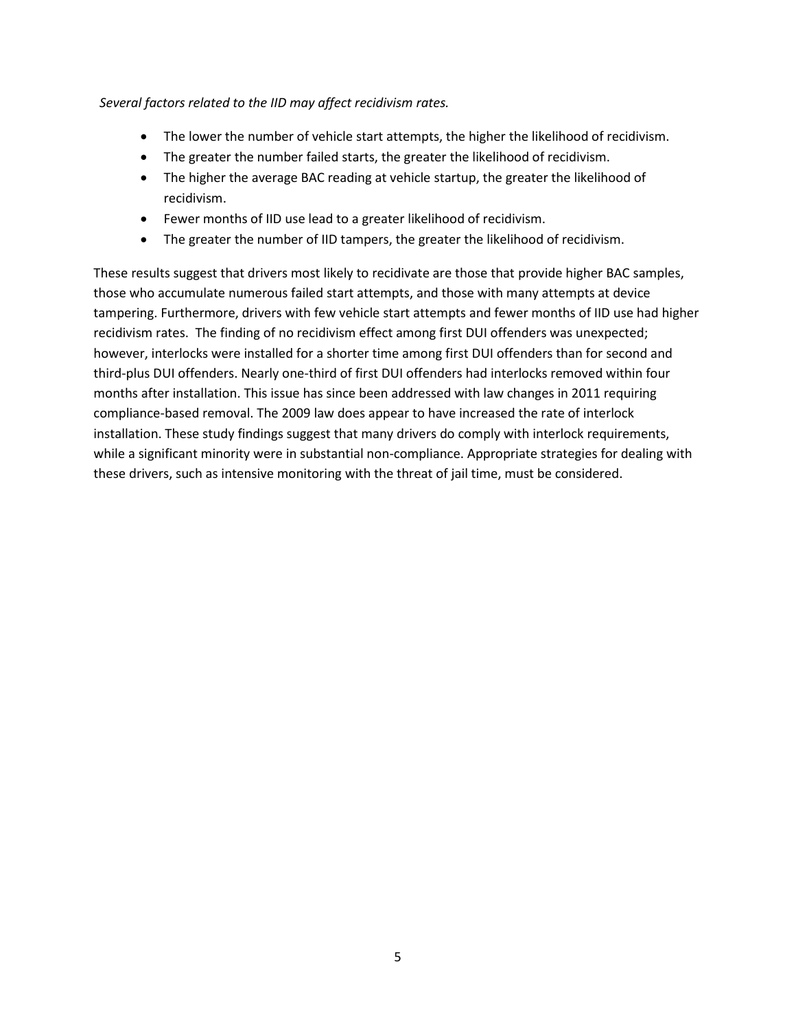*Several factors related to the IID may affect recidivism rates.*

- The lower the number of vehicle start attempts, the higher the likelihood of recidivism.
- The greater the number failed starts, the greater the likelihood of recidivism.
- The higher the average BAC reading at vehicle startup, the greater the likelihood of recidivism.
- Fewer months of IID use lead to a greater likelihood of recidivism.
- The greater the number of IID tampers, the greater the likelihood of recidivism.

These results suggest that drivers most likely to recidivate are those that provide higher BAC samples, those who accumulate numerous failed start attempts, and those with many attempts at device tampering. Furthermore, drivers with few vehicle start attempts and fewer months of IID use had higher recidivism rates. The finding of no recidivism effect among first DUI offenders was unexpected; however, interlocks were installed for a shorter time among first DUI offenders than for second and third-plus DUI offenders. Nearly one-third of first DUI offenders had interlocks removed within four months after installation. This issue has since been addressed with law changes in 2011 requiring compliance-based removal. The 2009 law does appear to have increased the rate of interlock installation. These study findings suggest that many drivers do comply with interlock requirements, while a significant minority were in substantial non-compliance. Appropriate strategies for dealing with these drivers, such as intensive monitoring with the threat of jail time, must be considered.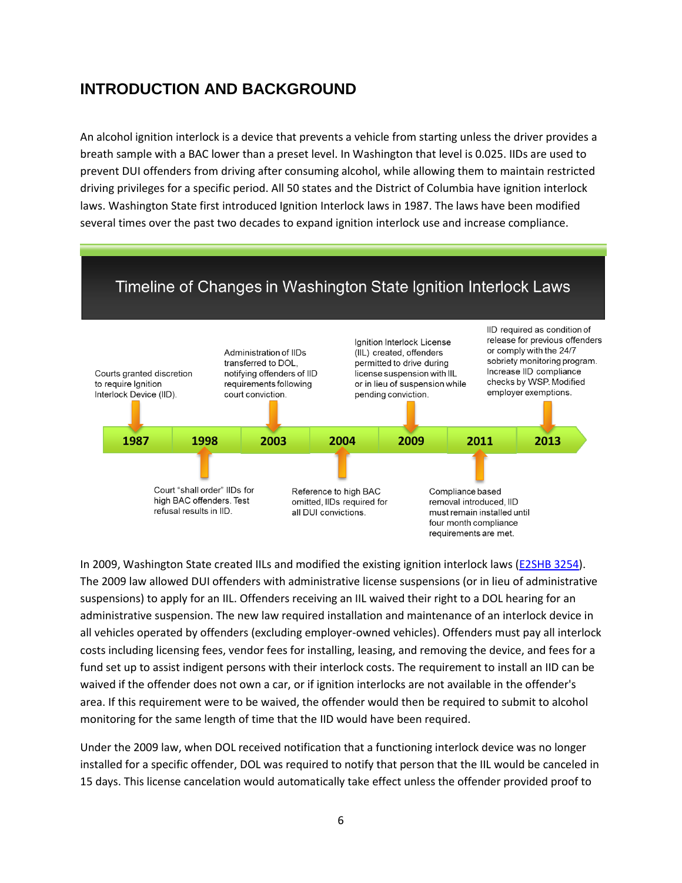## INTRODUCTION AND BACKGROUND

An alcohol ignition interlock is a device that prevents a vehicle from starting unless the driver provides a breath sample with a BAC lower than a preset level. In Washington that level is 0.025. IIDs are used to prevent DUI offenders from driving after consuming alcohol, while allowing them to maintain restricted driving privileges for a specific period. All 50 states and the District of Columbia have ignition interlock laws. Washington State first introduced Ignition Interlock laws in 1987. The laws have been modified several times over the past two decades to expand ignition interlock use and increase compliance.

**Timeline of Changes in Washington State Ignition Interlock Laws**

- **1987**: Courts granted discretion to require Ignition Interlock Device (IID).
- **1998**: Court "shall order" IIDs for high BAC offenders. Test refusal results in IID.
- **2003**: Administration of IIDs transferred to DOL, notifying offenders of IID requirements following court conviction.
- **2004**: Reference to high BAC omitted, IIDs required for all DUI convictions.
- **2009**: Ignition Interlock License (IIL) created, offenders permitted to drive during license suspension with IIL or in lieu of suspension while pending conviction.
- **2011**: Compliance based removal introduced, IID must remain installed until four month compliance requirements are met.
- **2013**: IID required as condition of release for previous offenders or comply with the 24/7 sobriety monitoring program. Increase IID compliance checks by WSP. Modified employer exemptions.

In 2009, Washington State created IILs and modified the existing ignition interlock laws (E2SHB 3254). The 2009 law allowed DUI offenders with administrative license suspensions (or in lieu of administrative suspensions) to apply for an IIL. Offenders receiving an IIL waived their right to a DOL hearing for an administrative suspension. The new law required installation and maintenance of an interlock device in all vehicles operated by offenders (excluding employer-owned vehicles). Offenders must pay all interlock costs including licensing fees, vendor fees for installing, leasing, and removing the device, and fees for a fund set up to assist indigent persons with their interlock costs. The requirement to install an IID can be waived if the offender does not own a car, or if ignition interlocks are not available in the offender's area. If this requirement were to be waived, the offender would then be required to submit to alcohol monitoring for the same length of time that the IID would have been required.

Under the 2009 law, when DOL received notification that a functioning interlock device was no longer installed for a specific offender, DOL was required to notify that person that the IIL would be canceled in 15 days. This license cancelation would automatically take effect unless the offender provided proof to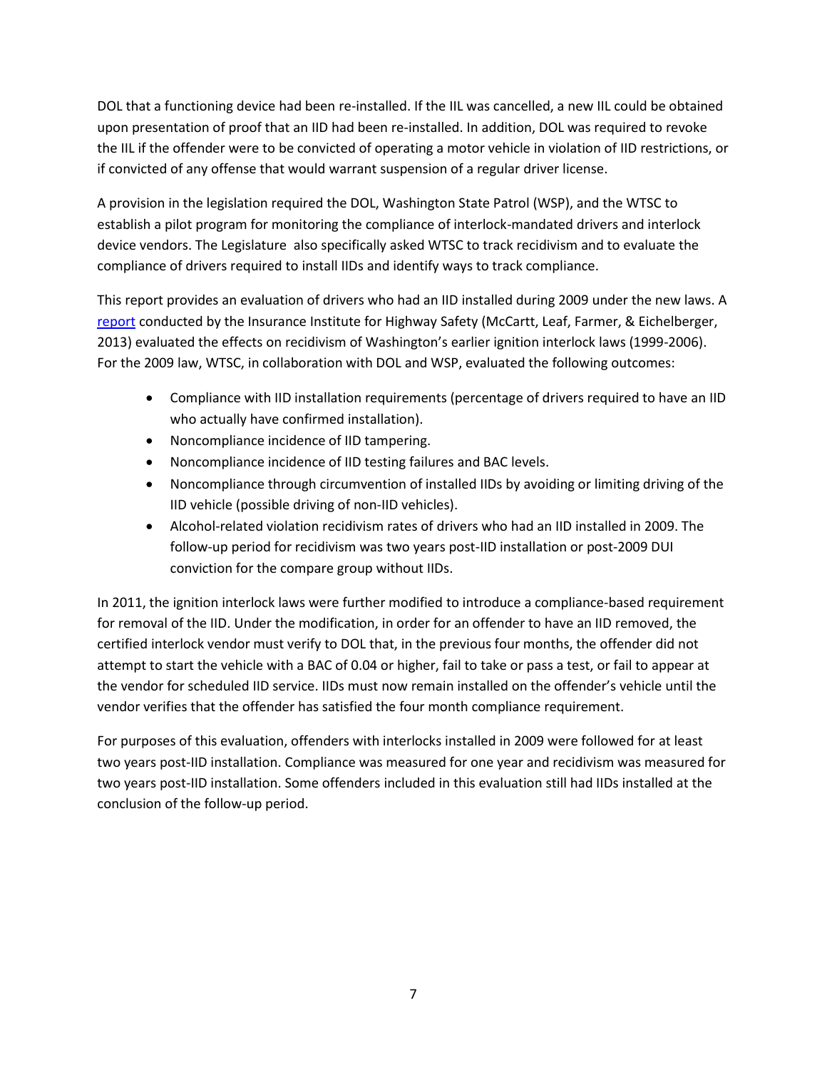DOL that a functioning device had been re-installed. If the IIL was cancelled, a new IIL could be obtained upon presentation of proof that an IID had been re-installed. In addition, DOL was required to revoke the IIL if the offender were to be convicted of operating a motor vehicle in violation of IID restrictions, or if convicted of any offense that would warrant suspension of a regular driver license.

A provision in the legislation required the DOL, Washington State Patrol (WSP), and the WTSC to establish a pilot program for monitoring the compliance of interlock-mandated drivers and interlock device vendors. The Legislature also specifically asked WTSC to track recidivism and to evaluate the compliance of drivers required to install IIDs and identify ways to track compliance.

This report provides an evaluation of drivers who had an IID installed during 2009 under the new laws. A report conducted by the Insurance Institute for Highway Safety (McCartt, Leaf, Farmer, & Eichelberger, 2013) evaluated the effects on recidivism of Washington's earlier ignition interlock laws (1999-2006). For the 2009 law, WTSC, in collaboration with DOL and WSP, evaluated the following outcomes:

- Compliance with IID installation requirements (percentage of drivers required to have an IID who actually have confirmed installation).
- Noncompliance incidence of IID tampering.
- Noncompliance incidence of IID testing failures and BAC levels.
- Noncompliance through circumvention of installed IIDs by avoiding or limiting driving of the IID vehicle (possible driving of non-IID vehicles).
- Alcohol-related violation recidivism rates of drivers who had an IID installed in 2009. The follow-up period for recidivism was two years post-IID installation or post-2009 DUI conviction for the compare group without IIDs.

In 2011, the ignition interlock laws were further modified to introduce a compliance-based requirement for removal of the IID. Under the modification, in order for an offender to have an IID removed, the certified interlock vendor must verify to DOL that, in the previous four months, the offender did not attempt to start the vehicle with a BAC of 0.04 or higher, fail to take or pass a test, or fail to appear at the vendor for scheduled IID service. IIDs must now remain installed on the offender's vehicle until the vendor verifies that the offender has satisfied the four month compliance requirement.

For purposes of this evaluation, offenders with interlocks installed in 2009 were followed for at least two years post-IID installation. Compliance was measured for one year and recidivism was measured for two years post-IID installation. Some offenders included in this evaluation still had IIDs installed at the conclusion of the follow-up period.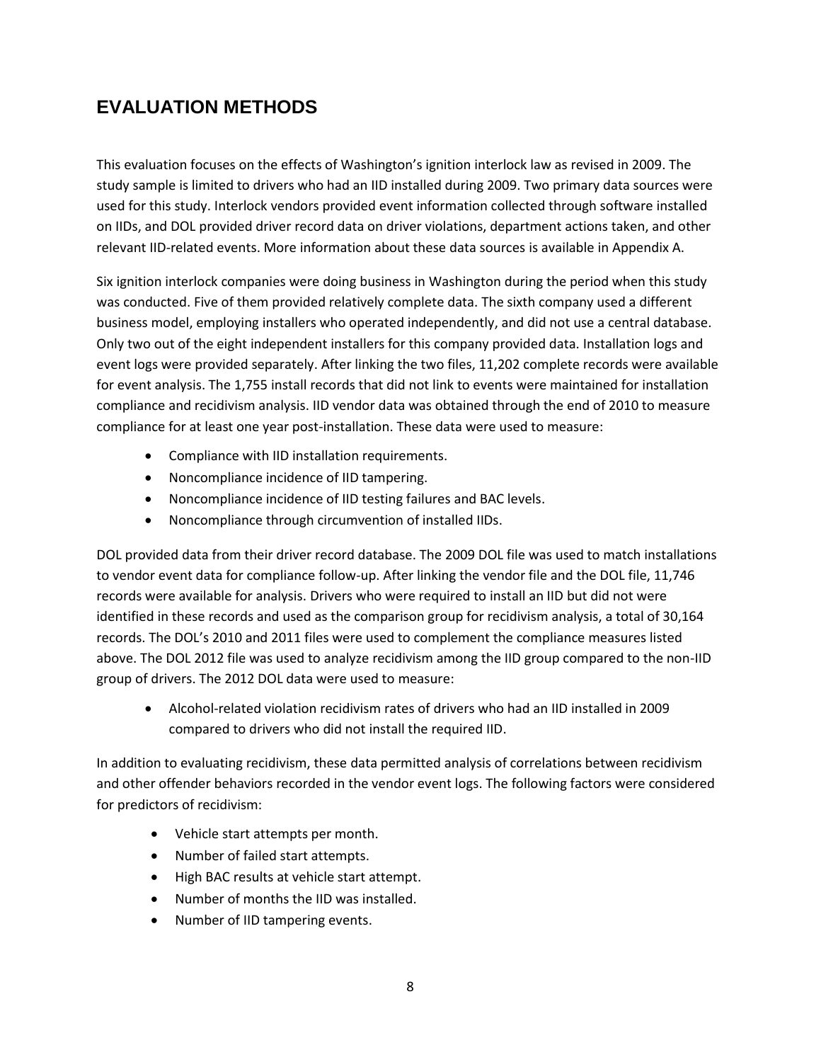# EVALUATION METHODS

This evaluation focuses on the effects of Washington's ignition interlock law as revised in 2009. The study sample is limited to drivers who had an IID installed during 2009. Two primary data sources were used for this study. Interlock vendors provided event information collected through software installed on IIDs, and DOL provided driver record data on driver violations, department actions taken, and other relevant IID-related events. More information about these data sources is available in Appendix A.

Six ignition interlock companies were doing business in Washington during the period when this study was conducted. Five of them provided relatively complete data. The sixth company used a different business model, employing installers who operated independently, and did not use a central database. Only two out of the eight independent installers for this company provided data. Installation logs and event logs were provided separately. After linking the two files, 11,202 complete records were available for event analysis. The 1,755 install records that did not link to events were maintained for installation compliance and recidivism analysis. IID vendor data was obtained through the end of 2010 to measure compliance for at least one year post-installation. These data were used to measure:

- Compliance with IID installation requirements.
- Noncompliance incidence of IID tampering.
- Noncompliance incidence of IID testing failures and BAC levels.
- Noncompliance through circumvention of installed IIDs.

DOL provided data from their driver record database. The 2009 DOL file was used to match installations to vendor event data for compliance follow-up. After linking the vendor file and the DOL file, 11,746 records were available for analysis. Drivers who were required to install an IID but did not were identified in these records and used as the comparison group for recidivism analysis, a total of 30,164 records. The DOL's 2010 and 2011 files were used to complement the compliance measures listed above. The DOL 2012 file was used to analyze recidivism among the IID group compared to the non-IID group of drivers. The 2012 DOL data were used to measure:

- Alcohol-related violation recidivism rates of drivers who had an IID installed in 2009 compared to drivers who did not install the required IID.

In addition to evaluating recidivism, these data permitted analysis of correlations between recidivism and other offender behaviors recorded in the vendor event logs. The following factors were considered for predictors of recidivism:

- Vehicle start attempts per month.
- Number of failed start attempts.
- High BAC results at vehicle start attempt.
- Number of months the IID was installed.
- Number of IID tampering events.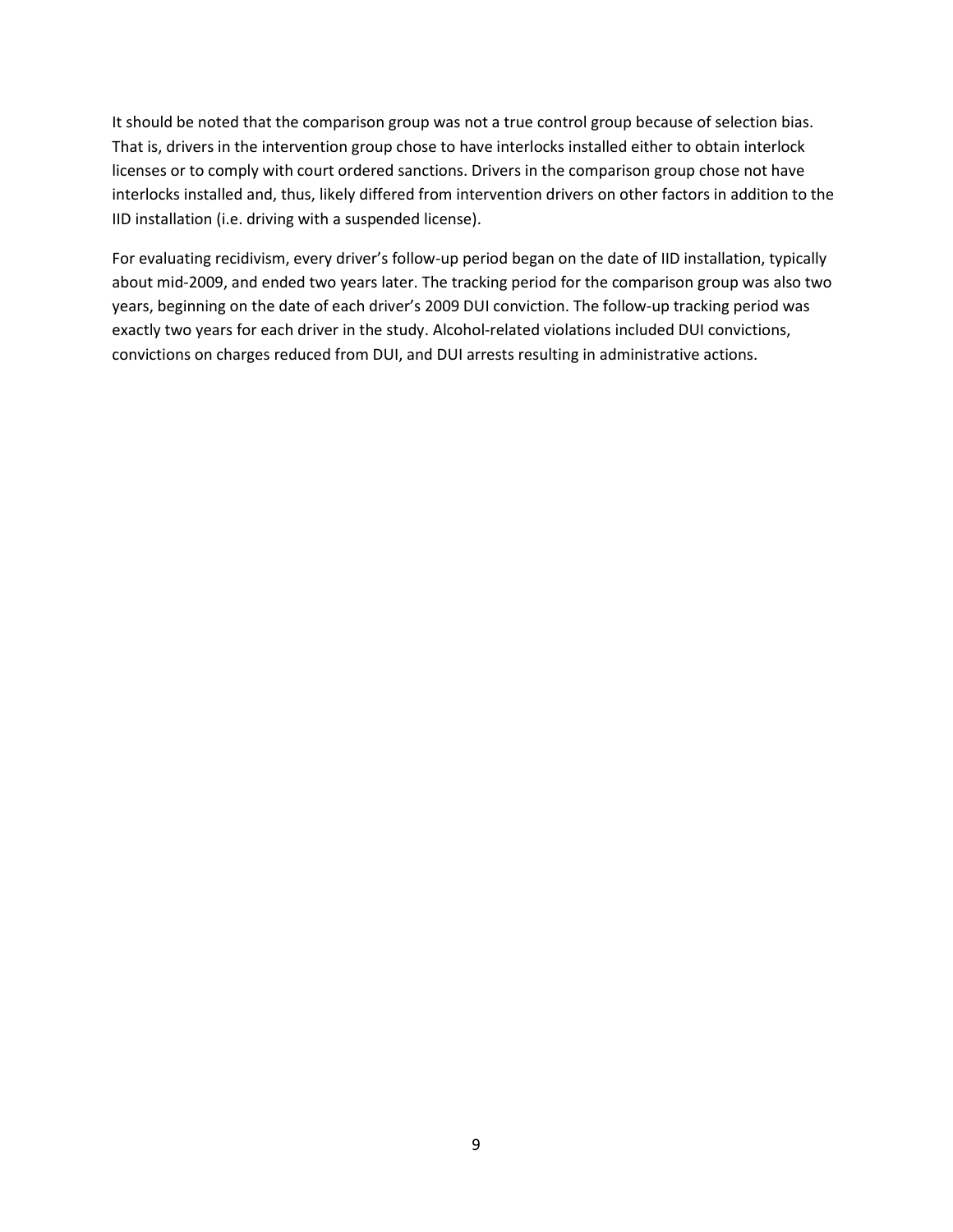It should be noted that the comparison group was not a true control group because of selection bias. That is, drivers in the intervention group chose to have interlocks installed either to obtain interlock licenses or to comply with court ordered sanctions. Drivers in the comparison group chose not have interlocks installed and, thus, likely differed from intervention drivers on other factors in addition to the IID installation (i.e. driving with a suspended license).

For evaluating recidivism, every driver's follow-up period began on the date of IID installation, typically about mid-2009, and ended two years later. The tracking period for the comparison group was also two years, beginning on the date of each driver's 2009 DUI conviction. The follow-up tracking period was exactly two years for each driver in the study. Alcohol-related violations included DUI convictions, convictions on charges reduced from DUI, and DUI arrests resulting in administrative actions.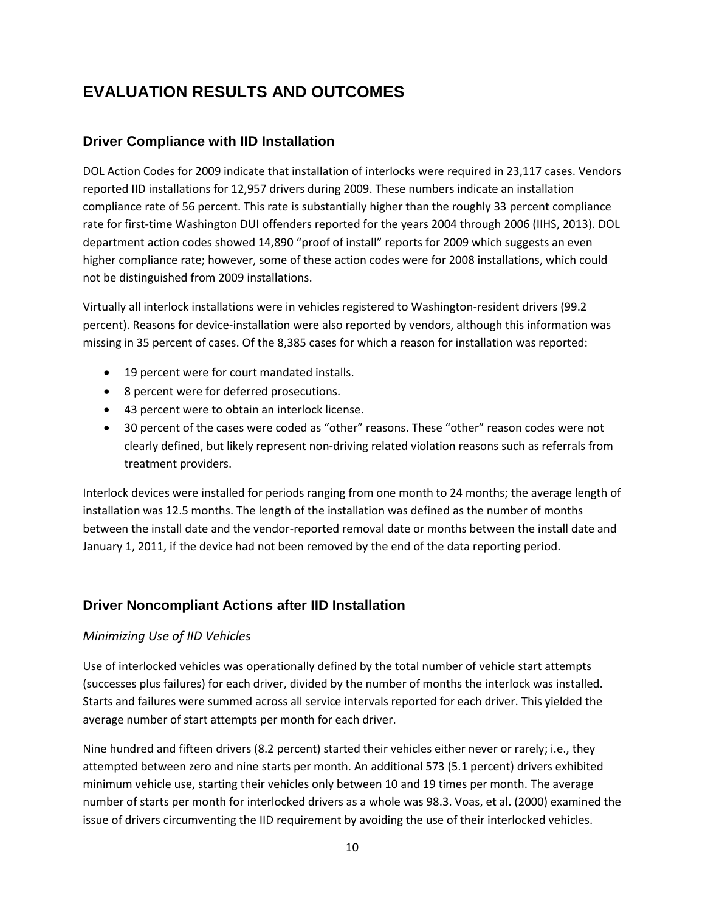# EVALUATION RESULTS AND OUTCOMES

## Driver Compliance with IID Installation

DOL Action Codes for 2009 indicate that installation of interlocks were required in 23,117 cases. Vendors reported IID installations for 12,957 drivers during 2009. These numbers indicate an installation compliance rate of 56 percent. This rate is substantially higher than the roughly 33 percent compliance rate for first-time Washington DUI offenders reported for the years 2004 through 2006 (IIHS, 2013). DOL department action codes showed 14,890 "proof of install" reports for 2009 which suggests an even higher compliance rate; however, some of these action codes were for 2008 installations, which could not be distinguished from 2009 installations.

Virtually all interlock installations were in vehicles registered to Washington-resident drivers (99.2 percent). Reasons for device-installation were also reported by vendors, although this information was missing in 35 percent of cases. Of the 8,385 cases for which a reason for installation was reported:

- 19 percent were for court mandated installs.
- 8 percent were for deferred prosecutions.
- 43 percent were to obtain an interlock license.
- 30 percent of the cases were coded as "other" reasons. These "other" reason codes were not clearly defined, but likely represent non-driving related violation reasons such as referrals from treatment providers.

Interlock devices were installed for periods ranging from one month to 24 months; the average length of installation was 12.5 months. The length of the installation was defined as the number of months between the install date and the vendor-reported removal date or months between the install date and January 1, 2011, if the device had not been removed by the end of the data reporting period.

## Driver Noncompliant Actions after IID Installation

### *Minimizing Use of IID Vehicles*

Use of interlocked vehicles was operationally defined by the total number of vehicle start attempts (successes plus failures) for each driver, divided by the number of months the interlock was installed. Starts and failures were summed across all service intervals reported for each driver. This yielded the average number of start attempts per month for each driver.

Nine hundred and fifteen drivers (8.2 percent) started their vehicles either never or rarely; i.e., they attempted between zero and nine starts per month. An additional 573 (5.1 percent) drivers exhibited minimum vehicle use, starting their vehicles only between 10 and 19 times per month. The average number of starts per month for interlocked drivers as a whole was 98.3. Voas, et al. (2000) examined the issue of drivers circumventing the IID requirement by avoiding the use of their interlocked vehicles.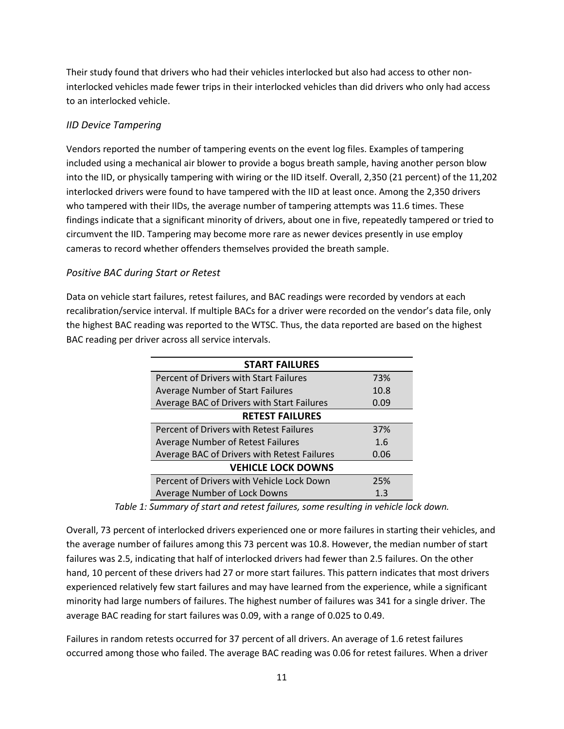Their study found that drivers who had their vehicles interlocked but also had access to other non-interlocked vehicles made fewer trips in their interlocked vehicles than did drivers who only had access to an interlocked vehicle.

### *IID Device Tampering*

Vendors reported the number of tampering events on the event log files. Examples of tampering included using a mechanical air blower to provide a bogus breath sample, having another person blow into the IID, or physically tampering with wiring or the IID itself. Overall, 2,350 (21 percent) of the 11,202 interlocked drivers were found to have tampered with the IID at least once. Among the 2,350 drivers who tampered with their IIDs, the average number of tampering attempts was 11.6 times. These findings indicate that a significant minority of drivers, about one in five, repeatedly tampered or tried to circumvent the IID. Tampering may become more rare as newer devices presently in use employ cameras to record whether offenders themselves provided the breath sample.

### *Positive BAC during Start or Retest*

Data on vehicle start failures, retest failures, and BAC readings were recorded by vendors at each recalibration/service interval. If multiple BACs for a driver were recorded on the vendor's data file, only the highest BAC reading was reported to the WTSC. Thus, the data reported are based on the highest BAC reading per driver across all service intervals.

| **START FAILURES** | |
|---|---|
| Percent of Drivers with Start Failures | 73% |
| Average Number of Start Failures | 10.8 |
| Average BAC of Drivers with Start Failures | 0.09 |
| **RETEST FAILURES** | |
| Percent of Drivers with Retest Failures | 37% |
| Average Number of Retest Failures | 1.6 |
| Average BAC of Drivers with Retest Failures | 0.06 |
| **VEHICLE LOCK DOWNS** | |
| Percent of Drivers with Vehicle Lock Down | 25% |
| Average Number of Lock Downs | 1.3 |

*Table 1: Summary of start and retest failures, some resulting in vehicle lock down.*

Overall, 73 percent of interlocked drivers experienced one or more failures in starting their vehicles, and the average number of failures among this 73 percent was 10.8. However, the median number of start failures was 2.5, indicating that half of interlocked drivers had fewer than 2.5 failures. On the other hand, 10 percent of these drivers had 27 or more start failures. This pattern indicates that most drivers experienced relatively few start failures and may have learned from the experience, while a significant minority had large numbers of failures. The highest number of failures was 341 for a single driver. The average BAC reading for start failures was 0.09, with a range of 0.025 to 0.49.

Failures in random retests occurred for 37 percent of all drivers. An average of 1.6 retest failures occurred among those who failed. The average BAC reading was 0.06 for retest failures. When a driver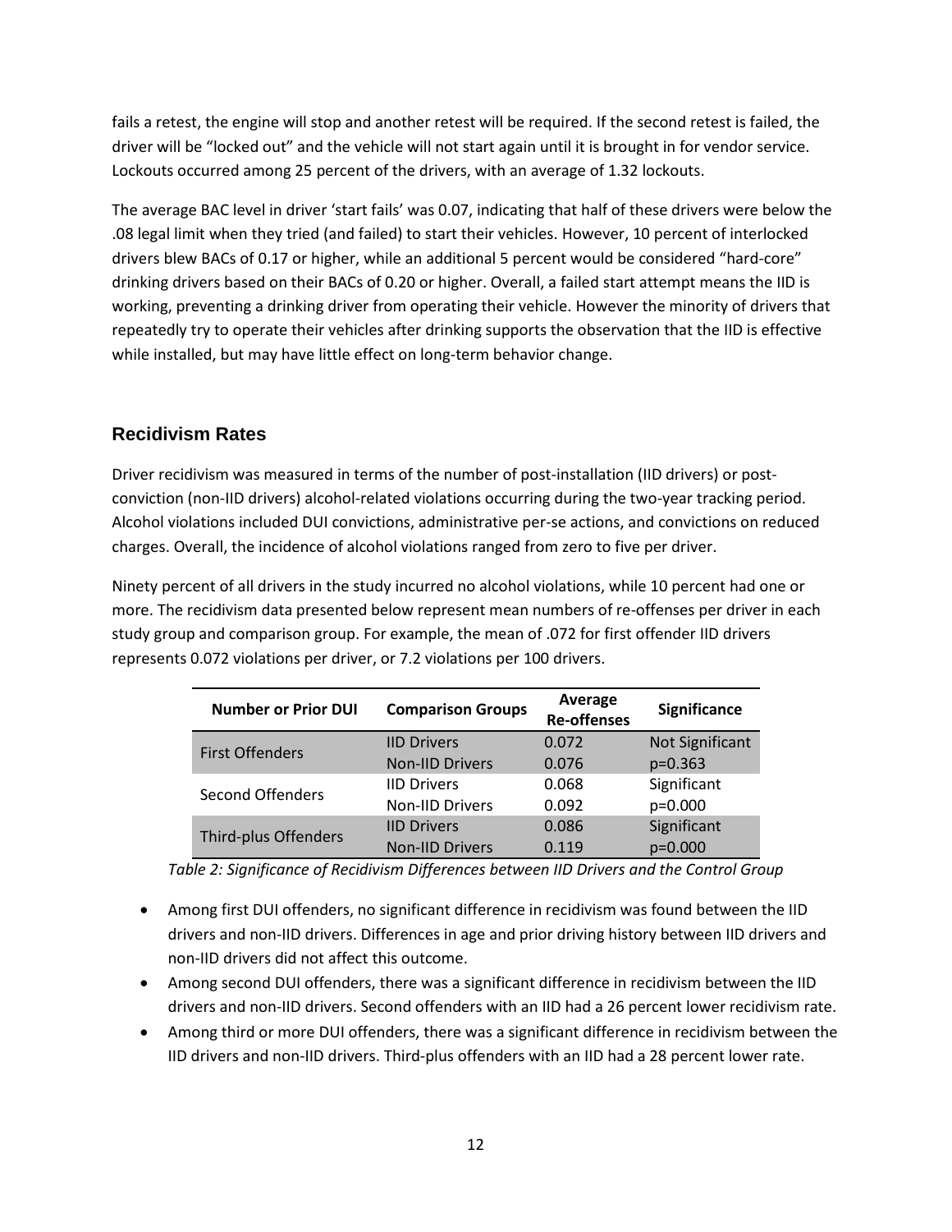fails a retest, the engine will stop and another retest will be required. If the second retest is failed, the driver will be "locked out" and the vehicle will not start again until it is brought in for vendor service. Lockouts occurred among 25 percent of the drivers, with an average of 1.32 lockouts.

The average BAC level in driver 'start fails' was 0.07, indicating that half of these drivers were below the .08 legal limit when they tried (and failed) to start their vehicles. However, 10 percent of interlocked drivers blew BACs of 0.17 or higher, while an additional 5 percent would be considered "hard-core" drinking drivers based on their BACs of 0.20 or higher. Overall, a failed start attempt means the IID is working, preventing a drinking driver from operating their vehicle. However the minority of drivers that repeatedly try to operate their vehicles after drinking supports the observation that the IID is effective while installed, but may have little effect on long-term behavior change.

## Recidivism Rates

Driver recidivism was measured in terms of the number of post-installation (IID drivers) or post-conviction (non-IID drivers) alcohol-related violations occurring during the two-year tracking period. Alcohol violations included DUI convictions, administrative per-se actions, and convictions on reduced charges. Overall, the incidence of alcohol violations ranged from zero to five per driver.

Ninety percent of all drivers in the study incurred no alcohol violations, while 10 percent had one or more. The recidivism data presented below represent mean numbers of re-offenses per driver in each study group and comparison group. For example, the mean of .072 for first offender IID drivers represents 0.072 violations per driver, or 7.2 violations per 100 drivers.

| Number or Prior DUI | Comparison Groups | Average Re-offenses | Significance |
|---|---|---|---|
| First Offenders | IID Drivers | 0.072 | Not Significant |
| | Non-IID Drivers | 0.076 | p=0.363 |
| Second Offenders | IID Drivers | 0.068 | Significant |
| | Non-IID Drivers | 0.092 | p=0.000 |
| Third-plus Offenders | IID Drivers | 0.086 | Significant |
| | Non-IID Drivers | 0.119 | p=0.000 |

*Table 2: Significance of Recidivism Differences between IID Drivers and the Control Group*

- Among first DUI offenders, no significant difference in recidivism was found between the IID drivers and non-IID drivers. Differences in age and prior driving history between IID drivers and non-IID drivers did not affect this outcome.
- Among second DUI offenders, there was a significant difference in recidivism between the IID drivers and non-IID drivers. Second offenders with an IID had a 26 percent lower recidivism rate.
- Among third or more DUI offenders, there was a significant difference in recidivism between the IID drivers and non-IID drivers. Third-plus offenders with an IID had a 28 percent lower rate.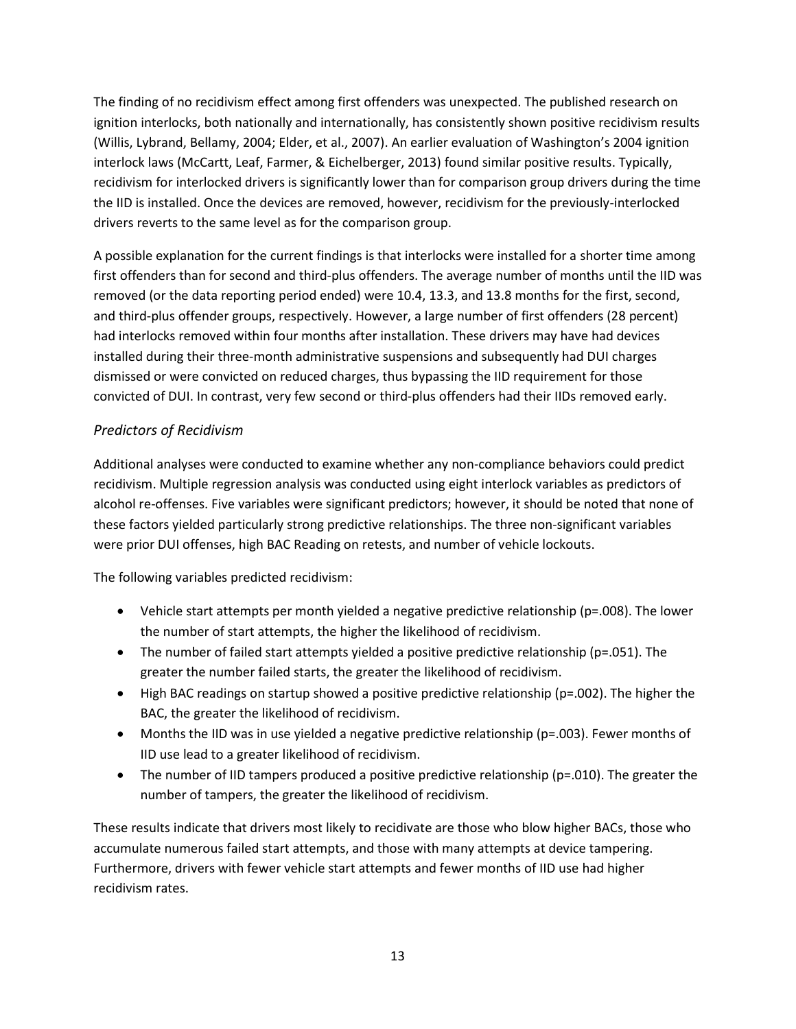The finding of no recidivism effect among first offenders was unexpected. The published research on ignition interlocks, both nationally and internationally, has consistently shown positive recidivism results (Willis, Lybrand, Bellamy, 2004; Elder, et al., 2007). An earlier evaluation of Washington's 2004 ignition interlock laws (McCartt, Leaf, Farmer, & Eichelberger, 2013) found similar positive results. Typically, recidivism for interlocked drivers is significantly lower than for comparison group drivers during the time the IID is installed. Once the devices are removed, however, recidivism for the previously-interlocked drivers reverts to the same level as for the comparison group.

A possible explanation for the current findings is that interlocks were installed for a shorter time among first offenders than for second and third-plus offenders. The average number of months until the IID was removed (or the data reporting period ended) were 10.4, 13.3, and 13.8 months for the first, second, and third-plus offender groups, respectively. However, a large number of first offenders (28 percent) had interlocks removed within four months after installation. These drivers may have had devices installed during their three-month administrative suspensions and subsequently had DUI charges dismissed or were convicted on reduced charges, thus bypassing the IID requirement for those convicted of DUI. In contrast, very few second or third-plus offenders had their IIDs removed early.

### *Predictors of Recidivism*

Additional analyses were conducted to examine whether any non-compliance behaviors could predict recidivism. Multiple regression analysis was conducted using eight interlock variables as predictors of alcohol re-offenses. Five variables were significant predictors; however, it should be noted that none of these factors yielded particularly strong predictive relationships. The three non-significant variables were prior DUI offenses, high BAC Reading on retests, and number of vehicle lockouts.

The following variables predicted recidivism:

- Vehicle start attempts per month yielded a negative predictive relationship ($p=.008$). The lower the number of start attempts, the higher the likelihood of recidivism.
- The number of failed start attempts yielded a positive predictive relationship ($p=.051$). The greater the number failed starts, the greater the likelihood of recidivism.
- High BAC readings on startup showed a positive predictive relationship ($p=.002$). The higher the BAC, the greater the likelihood of recidivism.
- Months the IID was in use yielded a negative predictive relationship ($p=.003$). Fewer months of IID use lead to a greater likelihood of recidivism.
- The number of IID tampers produced a positive predictive relationship ($p=.010$). The greater the number of tampers, the greater the likelihood of recidivism.

These results indicate that drivers most likely to recidivate are those who blow higher BACs, those who accumulate numerous failed start attempts, and those with many attempts at device tampering. Furthermore, drivers with fewer vehicle start attempts and fewer months of IID use had higher recidivism rates.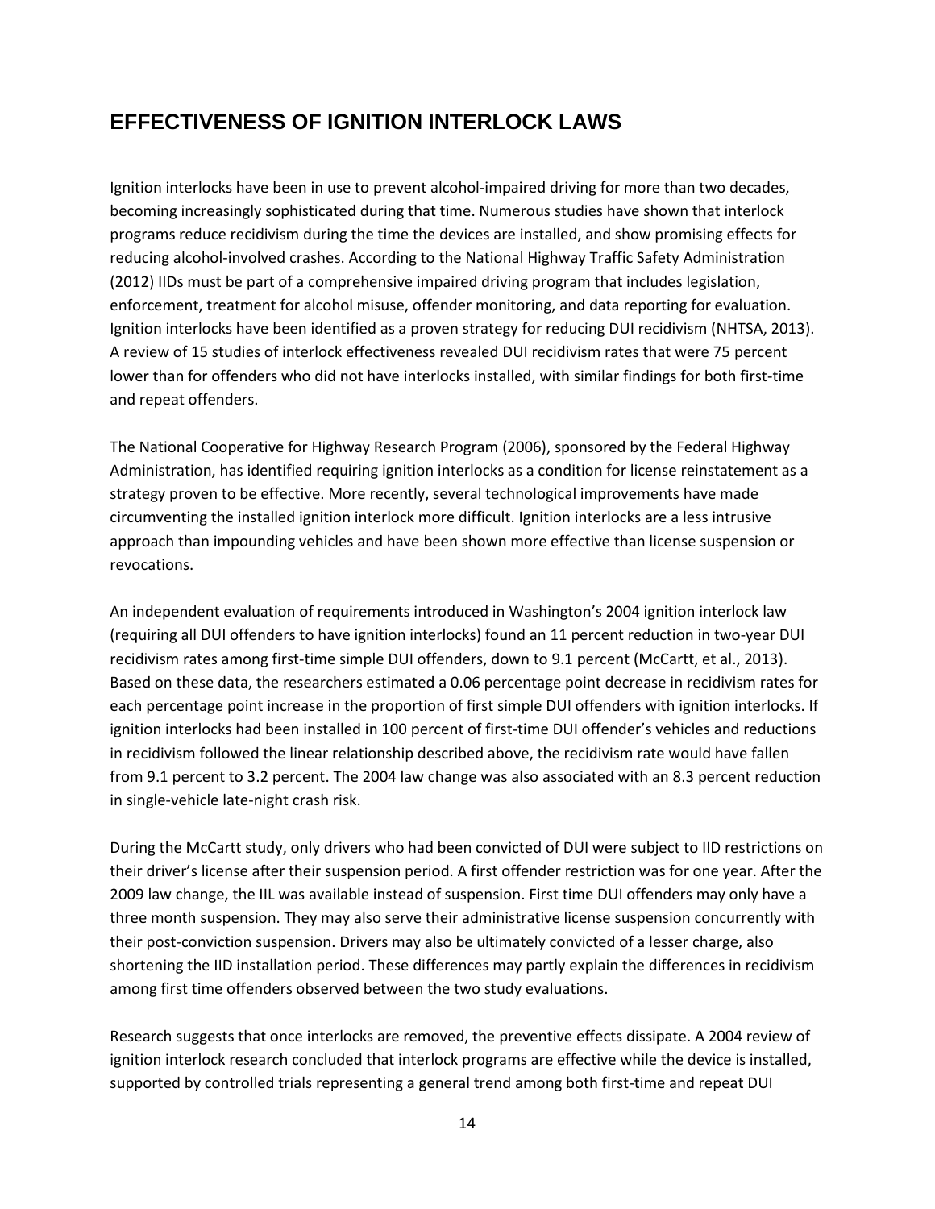## EFFECTIVENESS OF IGNITION INTERLOCK LAWS

Ignition interlocks have been in use to prevent alcohol-impaired driving for more than two decades, becoming increasingly sophisticated during that time. Numerous studies have shown that interlock programs reduce recidivism during the time the devices are installed, and show promising effects for reducing alcohol-involved crashes. According to the National Highway Traffic Safety Administration (2012) IIDs must be part of a comprehensive impaired driving program that includes legislation, enforcement, treatment for alcohol misuse, offender monitoring, and data reporting for evaluation. Ignition interlocks have been identified as a proven strategy for reducing DUI recidivism (NHTSA, 2013). A review of 15 studies of interlock effectiveness revealed DUI recidivism rates that were 75 percent lower than for offenders who did not have interlocks installed, with similar findings for both first-time and repeat offenders.

The National Cooperative for Highway Research Program (2006), sponsored by the Federal Highway Administration, has identified requiring ignition interlocks as a condition for license reinstatement as a strategy proven to be effective. More recently, several technological improvements have made circumventing the installed ignition interlock more difficult. Ignition interlocks are a less intrusive approach than impounding vehicles and have been shown more effective than license suspension or revocations.

An independent evaluation of requirements introduced in Washington's 2004 ignition interlock law (requiring all DUI offenders to have ignition interlocks) found an 11 percent reduction in two-year DUI recidivism rates among first-time simple DUI offenders, down to 9.1 percent (McCartt, et al., 2013). Based on these data, the researchers estimated a 0.06 percentage point decrease in recidivism rates for each percentage point increase in the proportion of first simple DUI offenders with ignition interlocks. If ignition interlocks had been installed in 100 percent of first-time DUI offender's vehicles and reductions in recidivism followed the linear relationship described above, the recidivism rate would have fallen from 9.1 percent to 3.2 percent. The 2004 law change was also associated with an 8.3 percent reduction in single-vehicle late-night crash risk.

During the McCartt study, only drivers who had been convicted of DUI were subject to IID restrictions on their driver's license after their suspension period. A first offender restriction was for one year. After the 2009 law change, the IIL was available instead of suspension. First time DUI offenders may only have a three month suspension. They may also serve their administrative license suspension concurrently with their post-conviction suspension. Drivers may also be ultimately convicted of a lesser charge, also shortening the IID installation period. These differences may partly explain the differences in recidivism among first time offenders observed between the two study evaluations.

Research suggests that once interlocks are removed, the preventive effects dissipate. A 2004 review of ignition interlock research concluded that interlock programs are effective while the device is installed, supported by controlled trials representing a general trend among both first-time and repeat DUI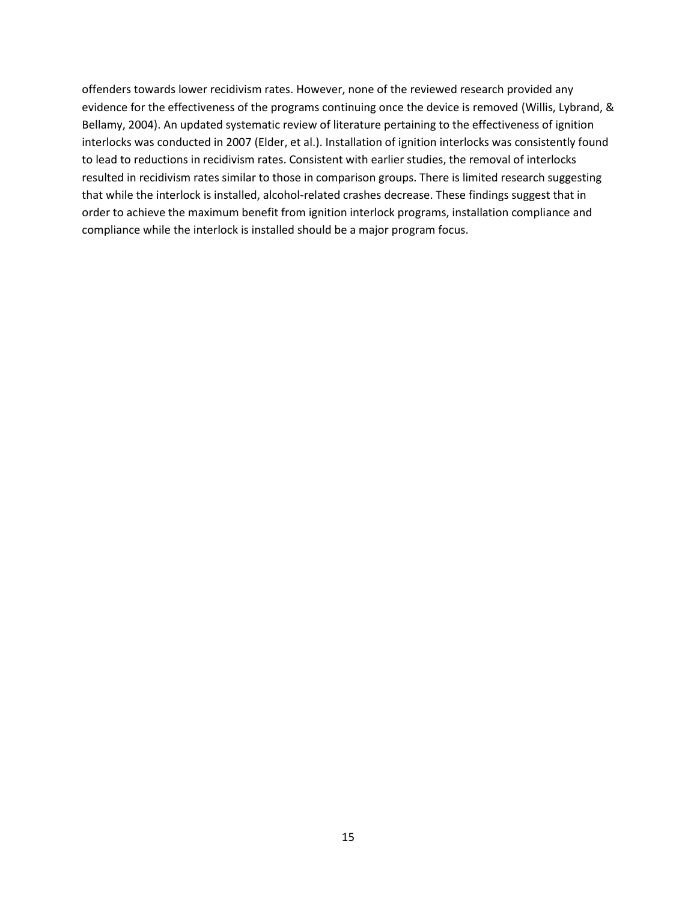offenders towards lower recidivism rates. However, none of the reviewed research provided any evidence for the effectiveness of the programs continuing once the device is removed (Willis, Lybrand, & Bellamy, 2004). An updated systematic review of literature pertaining to the effectiveness of ignition interlocks was conducted in 2007 (Elder, et al.). Installation of ignition interlocks was consistently found to lead to reductions in recidivism rates. Consistent with earlier studies, the removal of interlocks resulted in recidivism rates similar to those in comparison groups. There is limited research suggesting that while the interlock is installed, alcohol-related crashes decrease. These findings suggest that in order to achieve the maximum benefit from ignition interlock programs, installation compliance and compliance while the interlock is installed should be a major program focus.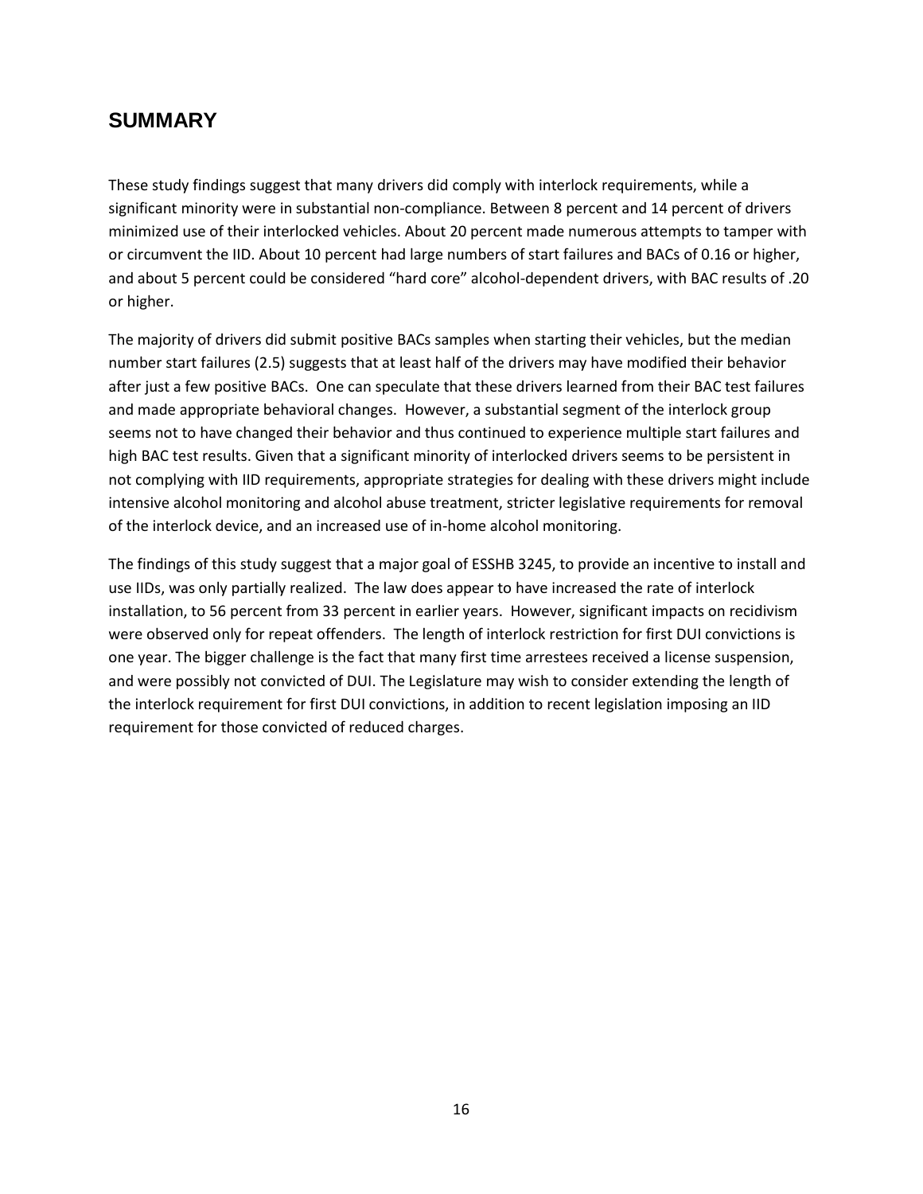## SUMMARY

These study findings suggest that many drivers did comply with interlock requirements, while a significant minority were in substantial non-compliance. Between 8 percent and 14 percent of drivers minimized use of their interlocked vehicles. About 20 percent made numerous attempts to tamper with or circumvent the IID. About 10 percent had large numbers of start failures and BACs of 0.16 or higher, and about 5 percent could be considered "hard core" alcohol-dependent drivers, with BAC results of .20 or higher.

The majority of drivers did submit positive BACs samples when starting their vehicles, but the median number start failures (2.5) suggests that at least half of the drivers may have modified their behavior after just a few positive BACs. One can speculate that these drivers learned from their BAC test failures and made appropriate behavioral changes. However, a substantial segment of the interlock group seems not to have changed their behavior and thus continued to experience multiple start failures and high BAC test results. Given that a significant minority of interlocked drivers seems to be persistent in not complying with IID requirements, appropriate strategies for dealing with these drivers might include intensive alcohol monitoring and alcohol abuse treatment, stricter legislative requirements for removal of the interlock device, and an increased use of in-home alcohol monitoring.

The findings of this study suggest that a major goal of ESSHB 3245, to provide an incentive to install and use IIDs, was only partially realized. The law does appear to have increased the rate of interlock installation, to 56 percent from 33 percent in earlier years. However, significant impacts on recidivism were observed only for repeat offenders. The length of interlock restriction for first DUI convictions is one year. The bigger challenge is the fact that many first time arrestees received a license suspension, and were possibly not convicted of DUI. The Legislature may wish to consider extending the length of the interlock requirement for first DUI convictions, in addition to recent legislation imposing an IID requirement for those convicted of reduced charges.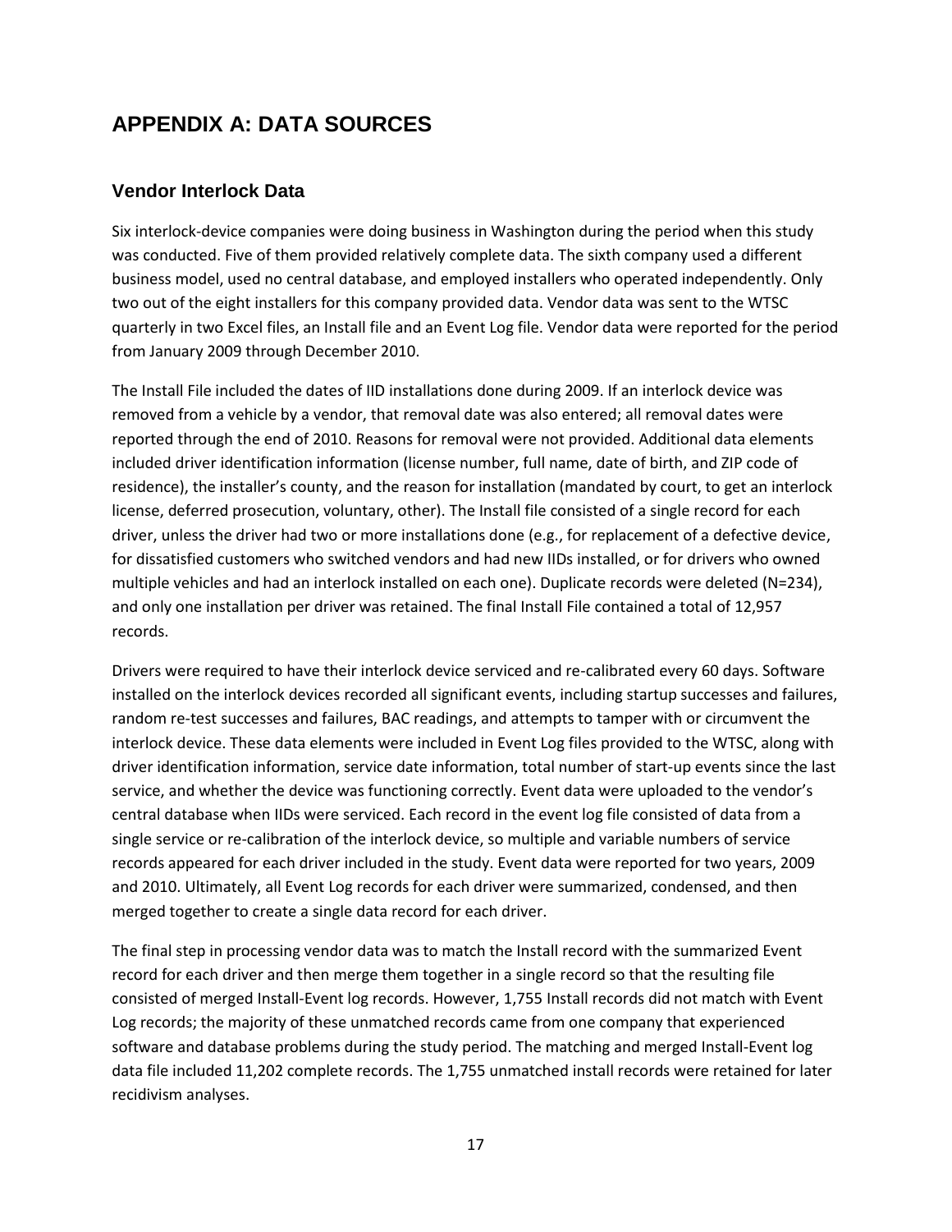# APPENDIX A: DATA SOURCES

## Vendor Interlock Data

Six interlock-device companies were doing business in Washington during the period when this study was conducted. Five of them provided relatively complete data. The sixth company used a different business model, used no central database, and employed installers who operated independently. Only two out of the eight installers for this company provided data. Vendor data was sent to the WTSC quarterly in two Excel files, an Install file and an Event Log file. Vendor data were reported for the period from January 2009 through December 2010.

The Install File included the dates of IID installations done during 2009. If an interlock device was removed from a vehicle by a vendor, that removal date was also entered; all removal dates were reported through the end of 2010. Reasons for removal were not provided. Additional data elements included driver identification information (license number, full name, date of birth, and ZIP code of residence), the installer's county, and the reason for installation (mandated by court, to get an interlock license, deferred prosecution, voluntary, other). The Install file consisted of a single record for each driver, unless the driver had two or more installations done (e.g., for replacement of a defective device, for dissatisfied customers who switched vendors and had new IIDs installed, or for drivers who owned multiple vehicles and had an interlock installed on each one). Duplicate records were deleted (N=234), and only one installation per driver was retained. The final Install File contained a total of 12,957 records.

Drivers were required to have their interlock device serviced and re-calibrated every 60 days. Software installed on the interlock devices recorded all significant events, including startup successes and failures, random re-test successes and failures, BAC readings, and attempts to tamper with or circumvent the interlock device. These data elements were included in Event Log files provided to the WTSC, along with driver identification information, service date information, total number of start-up events since the last service, and whether the device was functioning correctly. Event data were uploaded to the vendor's central database when IIDs were serviced. Each record in the event log file consisted of data from a single service or re-calibration of the interlock device, so multiple and variable numbers of service records appeared for each driver included in the study. Event data were reported for two years, 2009 and 2010. Ultimately, all Event Log records for each driver were summarized, condensed, and then merged together to create a single data record for each driver.

The final step in processing vendor data was to match the Install record with the summarized Event record for each driver and then merge them together in a single record so that the resulting file consisted of merged Install-Event log records. However, 1,755 Install records did not match with Event Log records; the majority of these unmatched records came from one company that experienced software and database problems during the study period. The matching and merged Install-Event log data file included 11,202 complete records. The 1,755 unmatched install records were retained for later recidivism analyses.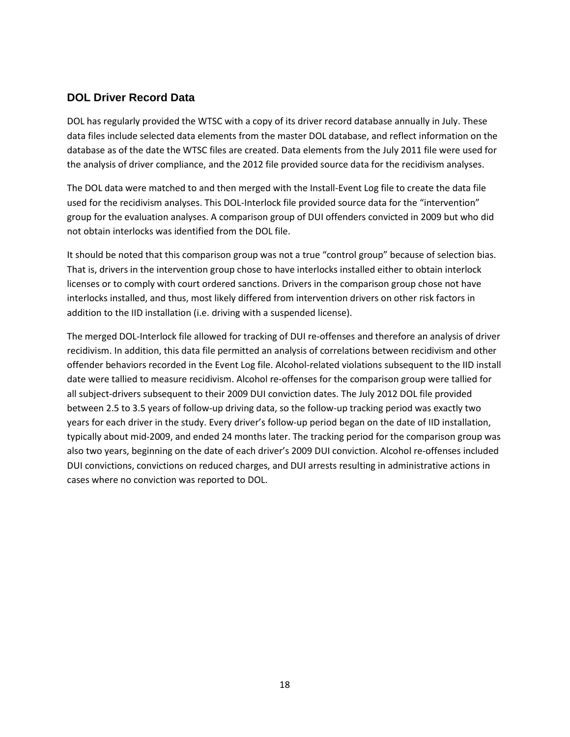## DOL Driver Record Data

DOL has regularly provided the WTSC with a copy of its driver record database annually in July. These data files include selected data elements from the master DOL database, and reflect information on the database as of the date the WTSC files are created. Data elements from the July 2011 file were used for the analysis of driver compliance, and the 2012 file provided source data for the recidivism analyses.

The DOL data were matched to and then merged with the Install-Event Log file to create the data file used for the recidivism analyses. This DOL-Interlock file provided source data for the "intervention" group for the evaluation analyses. A comparison group of DUI offenders convicted in 2009 but who did not obtain interlocks was identified from the DOL file.

It should be noted that this comparison group was not a true "control group" because of selection bias. That is, drivers in the intervention group chose to have interlocks installed either to obtain interlock licenses or to comply with court ordered sanctions. Drivers in the comparison group chose not have interlocks installed, and thus, most likely differed from intervention drivers on other risk factors in addition to the IID installation (i.e. driving with a suspended license).

The merged DOL-Interlock file allowed for tracking of DUI re-offenses and therefore an analysis of driver recidivism. In addition, this data file permitted an analysis of correlations between recidivism and other offender behaviors recorded in the Event Log file. Alcohol-related violations subsequent to the IID install date were tallied to measure recidivism. Alcohol re-offenses for the comparison group were tallied for all subject-drivers subsequent to their 2009 DUI conviction dates. The July 2012 DOL file provided between 2.5 to 3.5 years of follow-up driving data, so the follow-up tracking period was exactly two years for each driver in the study. Every driver's follow-up period began on the date of IID installation, typically about mid-2009, and ended 24 months later. The tracking period for the comparison group was also two years, beginning on the date of each driver's 2009 DUI conviction. Alcohol re-offenses included DUI convictions, convictions on reduced charges, and DUI arrests resulting in administrative actions in cases where no conviction was reported to DOL.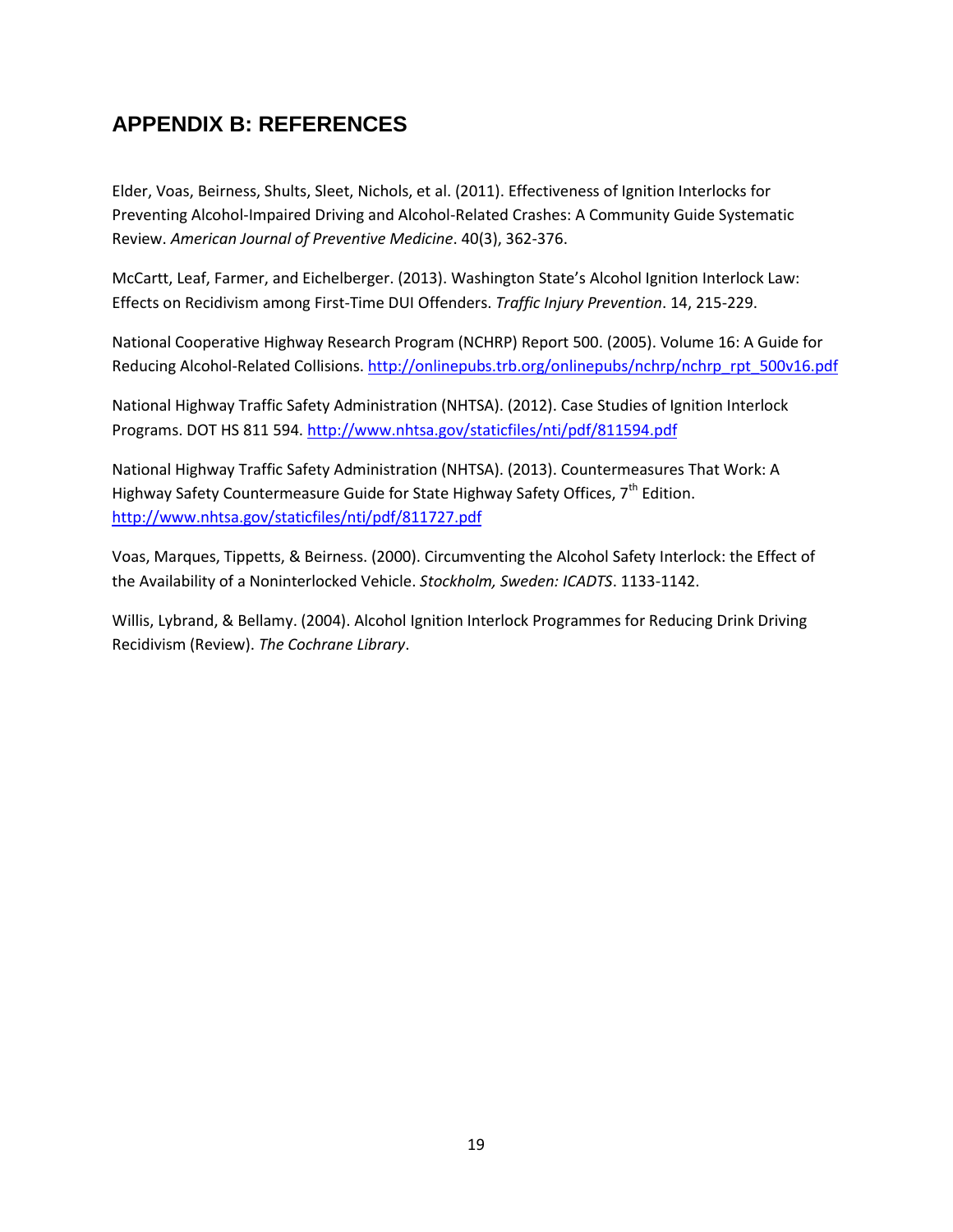## APPENDIX B: REFERENCES

Elder, Voas, Beirness, Shults, Sleet, Nichols, et al. (2011). Effectiveness of Ignition Interlocks for Preventing Alcohol-Impaired Driving and Alcohol-Related Crashes: A Community Guide Systematic Review. *American Journal of Preventive Medicine*. 40(3), 362-376.

McCartt, Leaf, Farmer, and Eichelberger. (2013). Washington State's Alcohol Ignition Interlock Law: Effects on Recidivism among First-Time DUI Offenders. *Traffic Injury Prevention*. 14, 215-229.

National Cooperative Highway Research Program (NCHRP) Report 500. (2005). Volume 16: A Guide for Reducing Alcohol-Related Collisions. http://onlinepubs.trb.org/onlinepubs/nchrp/nchrp_rpt_500v16.pdf

National Highway Traffic Safety Administration (NHTSA). (2012). Case Studies of Ignition Interlock Programs. DOT HS 811 594. http://www.nhtsa.gov/staticfiles/nti/pdf/811594.pdf

National Highway Traffic Safety Administration (NHTSA). (2013). Countermeasures That Work: A Highway Safety Countermeasure Guide for State Highway Safety Offices, 7th Edition. http://www.nhtsa.gov/staticfiles/nti/pdf/811727.pdf

Voas, Marques, Tippetts, & Beirness. (2000). Circumventing the Alcohol Safety Interlock: the Effect of the Availability of a Noninterlocked Vehicle. *Stockholm, Sweden: ICADTS*. 1133-1142.

Willis, Lybrand, & Bellamy. (2004). Alcohol Ignition Interlock Programmes for Reducing Drink Driving Recidivism (Review). *The Cochrane Library*.